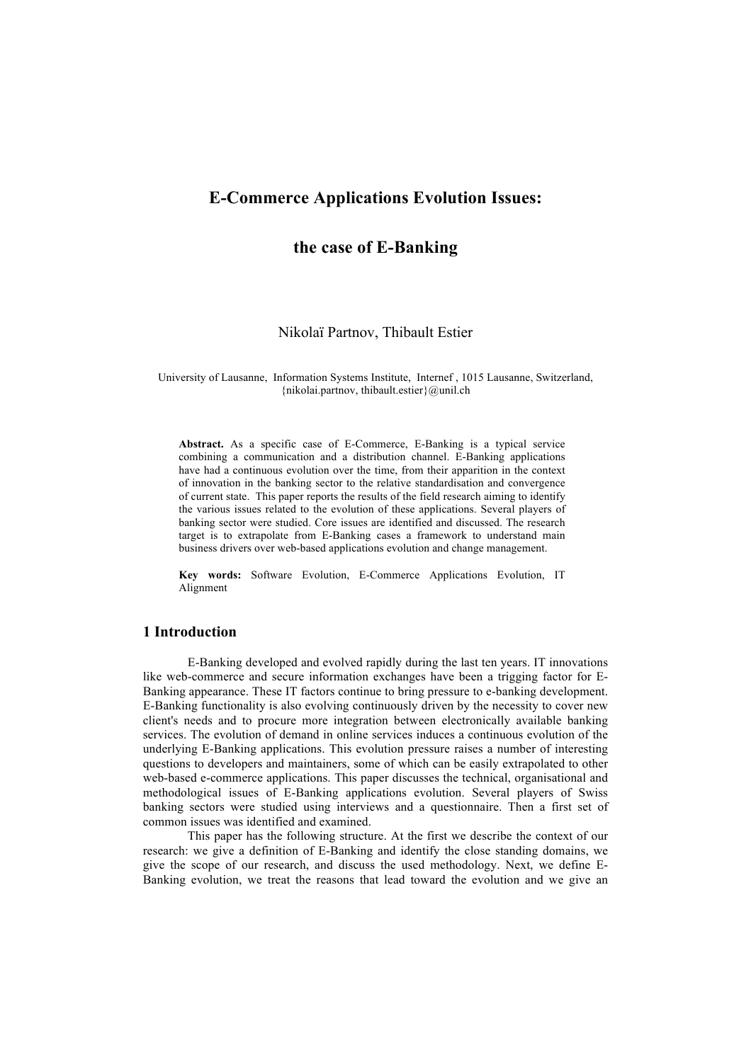# E-Commerce Applications Evolution Issues:

# the case of E-Banking

Nikolaï Partnov, Thibault Estier

University of Lausanne, Information Systems Institute, Internef , 1015 Lausanne, Switzerland, {nikolai.partnov, thibault.estier}@unil.ch

**Abstract.** As a specific case of E-Commerce, E-Banking is a typical service combining a communication and a distribution channel. E-Banking applications have had a continuous evolution over the time, from their apparition in the context of innovation in the banking sector to the relative standardisation and convergence of current state. This paper reports the results of the field research aiming to identify the various issues related to the evolution of these applications. Several players of banking sector were studied. Core issues are identified and discussed. The research target is to extrapolate from E-Banking cases a framework to understand main business drivers over web-based applications evolution and change management.

**Key words:** Software Evolution, E-Commerce Applications Evolution, IT Alignment

## 1 Introduction

E-Banking developed and evolved rapidly during the last ten years. IT innovations like web-commerce and secure information exchanges have been a trigging factor for E-Banking appearance. These IT factors continue to bring pressure to e-banking development. E-Banking functionality is also evolving continuously driven by the necessity to cover new client's needs and to procure more integration between electronically available banking services. The evolution of demand in online services induces a continuous evolution of the underlying E-Banking applications. This evolution pressure raises a number of interesting questions to developers and maintainers, some of which can be easily extrapolated to other web-based e-commerce applications. This paper discusses the technical, organisational and methodological issues of E-Banking applications evolution. Several players of Swiss banking sectors were studied using interviews and a questionnaire. Then a first set of common issues was identified and examined.

This paper has the following structure. At the first we describe the context of our research: we give a definition of E-Banking and identify the close standing domains, we give the scope of our research, and discuss the used methodology. Next, we define E-Banking evolution, we treat the reasons that lead toward the evolution and we give an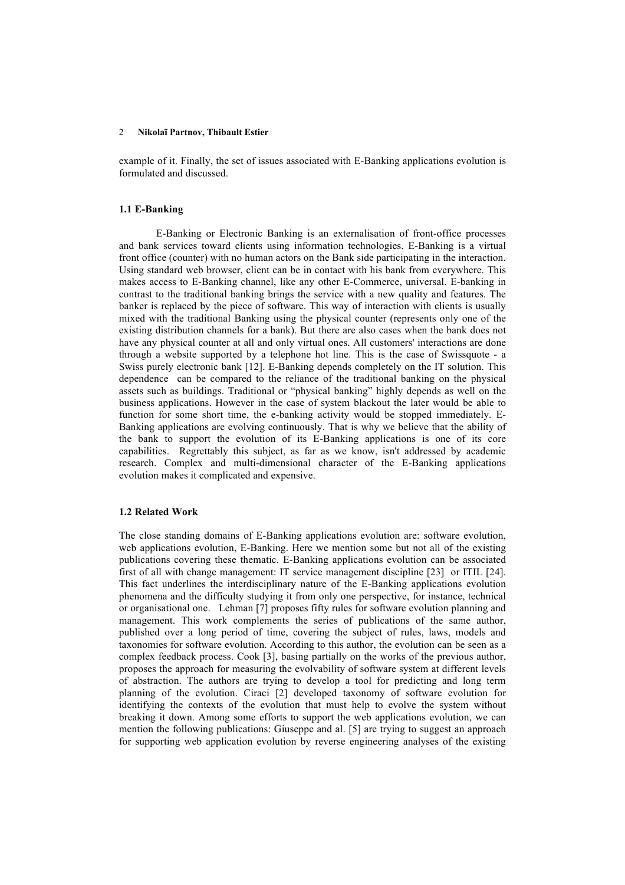example of it. Finally, the set of issues associated with E-Banking applications evolution is formulated and discussed.

### 1.1 E-Banking

E-Banking or Electronic Banking is an externalisation of front-office processes and bank services toward clients using information technologies. E-Banking is a virtual front office (counter) with no human actors on the Bank side participating in the interaction. Using standard web browser, client can be in contact with his bank from everywhere. This makes access to E-Banking channel, like any other E-Commerce, universal. E-banking in contrast to the traditional banking brings the service with a new quality and features. The banker is replaced by the piece of software. This way of interaction with clients is usually mixed with the traditional Banking using the physical counter (represents only one of the existing distribution channels for a bank). But there are also cases when the bank does not have any physical counter at all and only virtual ones. All customers' interactions are done through a website supported by a telephone hot line. This is the case of Swissquote - a Swiss purely electronic bank [12]. E-Banking depends completely on the IT solution. This dependence can be compared to the reliance of the traditional banking on the physical assets such as buildings. Traditional or "physical banking" highly depends as well on the business applications. However in the case of system blackout the later would be able to function for some short time, the e-banking activity would be stopped immediately. E-Banking applications are evolving continuously. That is why we believe that the ability of the bank to support the evolution of its E-Banking applications is one of its core capabilities. Regrettably this subject, as far as we know, isn't addressed by academic research. Complex and multi-dimensional character of the E-Banking applications evolution makes it complicated and expensive.

### 1.2 Related Work

The close standing domains of E-Banking applications evolution are: software evolution, web applications evolution, E-Banking. Here we mention some but not all of the existing publications covering these thematic. E-Banking applications evolution can be associated first of all with change management: IT service management discipline [23] or ITIL [24]. This fact underlines the interdisciplinary nature of the E-Banking applications evolution phenomena and the difficulty studying it from only one perspective, for instance, technical or organisational one. Lehman [7] proposes fifty rules for software evolution planning and management. This work complements the series of publications of the same author, published over a long period of time, covering the subject of rules, laws, models and taxonomies for software evolution. According to this author, the evolution can be seen as a complex feedback process. Cook [3], basing partially on the works of the previous author, proposes the approach for measuring the evolvability of software system at different levels of abstraction. The authors are trying to develop a tool for predicting and long term planning of the evolution. Ciraci [2] developed taxonomy of software evolution for identifying the contexts of the evolution that must help to evolve the system without breaking it down. Among some efforts to support the web applications evolution, we can mention the following publications: Giuseppe and al. [5] are trying to suggest an approach for supporting web application evolution by reverse engineering analyses of the existing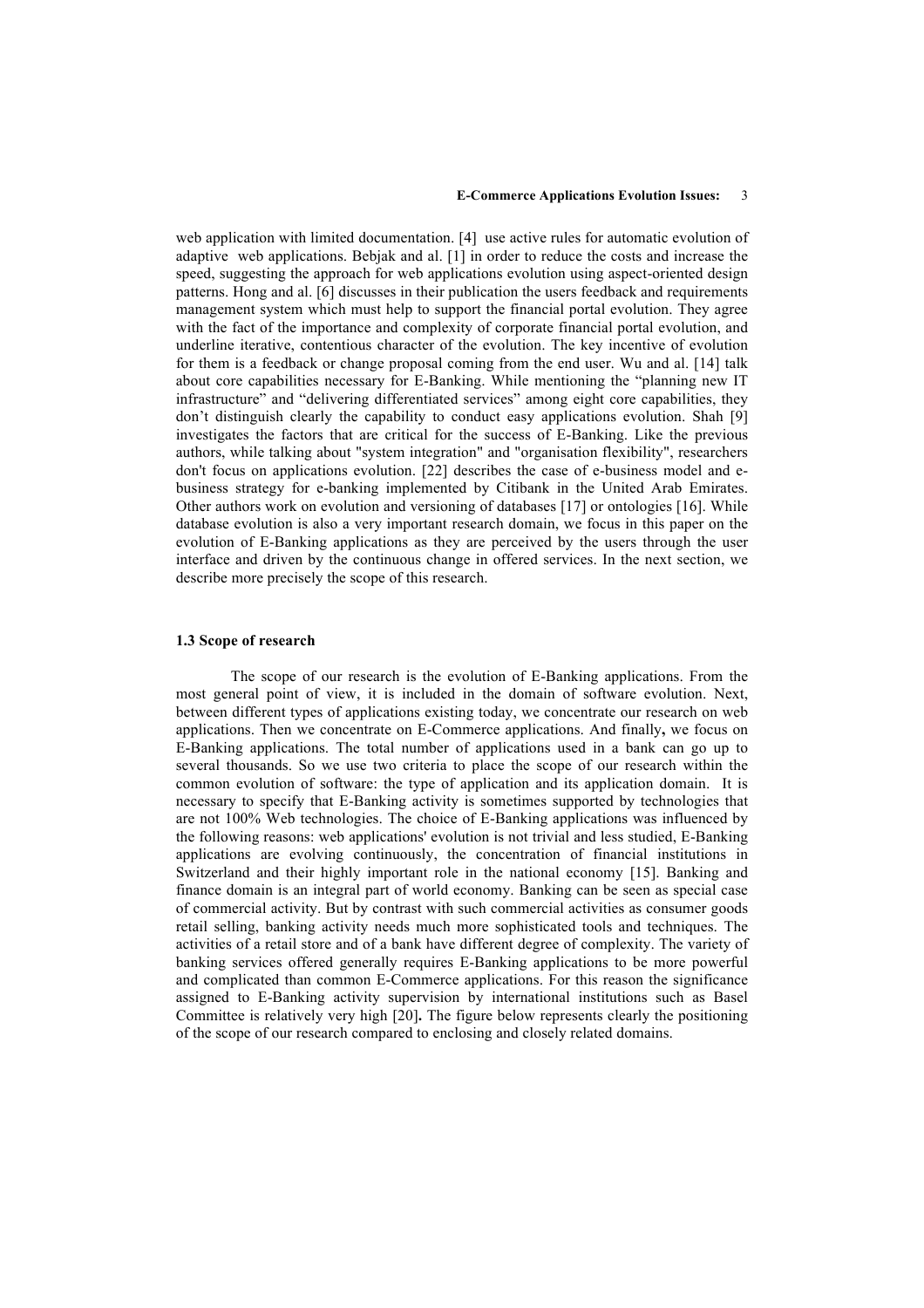web application with limited documentation. [4] use active rules for automatic evolution of adaptive web applications. Bebjak and al. [1] in order to reduce the costs and increase the speed, suggesting the approach for web applications evolution using aspect-oriented design patterns. Hong and al. [6] discusses in their publication the users feedback and requirements management system which must help to support the financial portal evolution. They agree with the fact of the importance and complexity of corporate financial portal evolution, and underline iterative, contentious character of the evolution. The key incentive of evolution for them is a feedback or change proposal coming from the end user. Wu and al. [14] talk about core capabilities necessary for E-Banking. While mentioning the "planning new IT infrastructure" and "delivering differentiated services" among eight core capabilities, they don't distinguish clearly the capability to conduct easy applications evolution. Shah [9] investigates the factors that are critical for the success of E-Banking. Like the previous authors, while talking about "system integration" and "organisation flexibility", researchers don't focus on applications evolution. [22] describes the case of e-business model and e-business strategy for e-banking implemented by Citibank in the United Arab Emirates. Other authors work on evolution and versioning of databases [17] or ontologies [16]. While database evolution is also a very important research domain, we focus in this paper on the evolution of E-Banking applications as they are perceived by the users through the user interface and driven by the continuous change in offered services. In the next section, we describe more precisely the scope of this research.

### 1.3 Scope of research

The scope of our research is the evolution of E-Banking applications. From the most general point of view, it is included in the domain of software evolution. Next, between different types of applications existing today, we concentrate our research on web applications. Then we concentrate on E-Commerce applications. And finally**,** we focus on E-Banking applications. The total number of applications used in a bank can go up to several thousands. So we use two criteria to place the scope of our research within the common evolution of software: the type of application and its application domain. It is necessary to specify that E-Banking activity is sometimes supported by technologies that are not 100% Web technologies. The choice of E-Banking applications was influenced by the following reasons: web applications' evolution is not trivial and less studied, E-Banking applications are evolving continuously, the concentration of financial institutions in Switzerland and their highly important role in the national economy [15]. Banking and finance domain is an integral part of world economy. Banking can be seen as special case of commercial activity. But by contrast with such commercial activities as consumer goods retail selling, banking activity needs much more sophisticated tools and techniques. The activities of a retail store and of a bank have different degree of complexity. The variety of banking services offered generally requires E-Banking applications to be more powerful and complicated than common E-Commerce applications. For this reason the significance assigned to E-Banking activity supervision by international institutions such as Basel Committee is relatively very high [20]**.** The figure below represents clearly the positioning of the scope of our research compared to enclosing and closely related domains.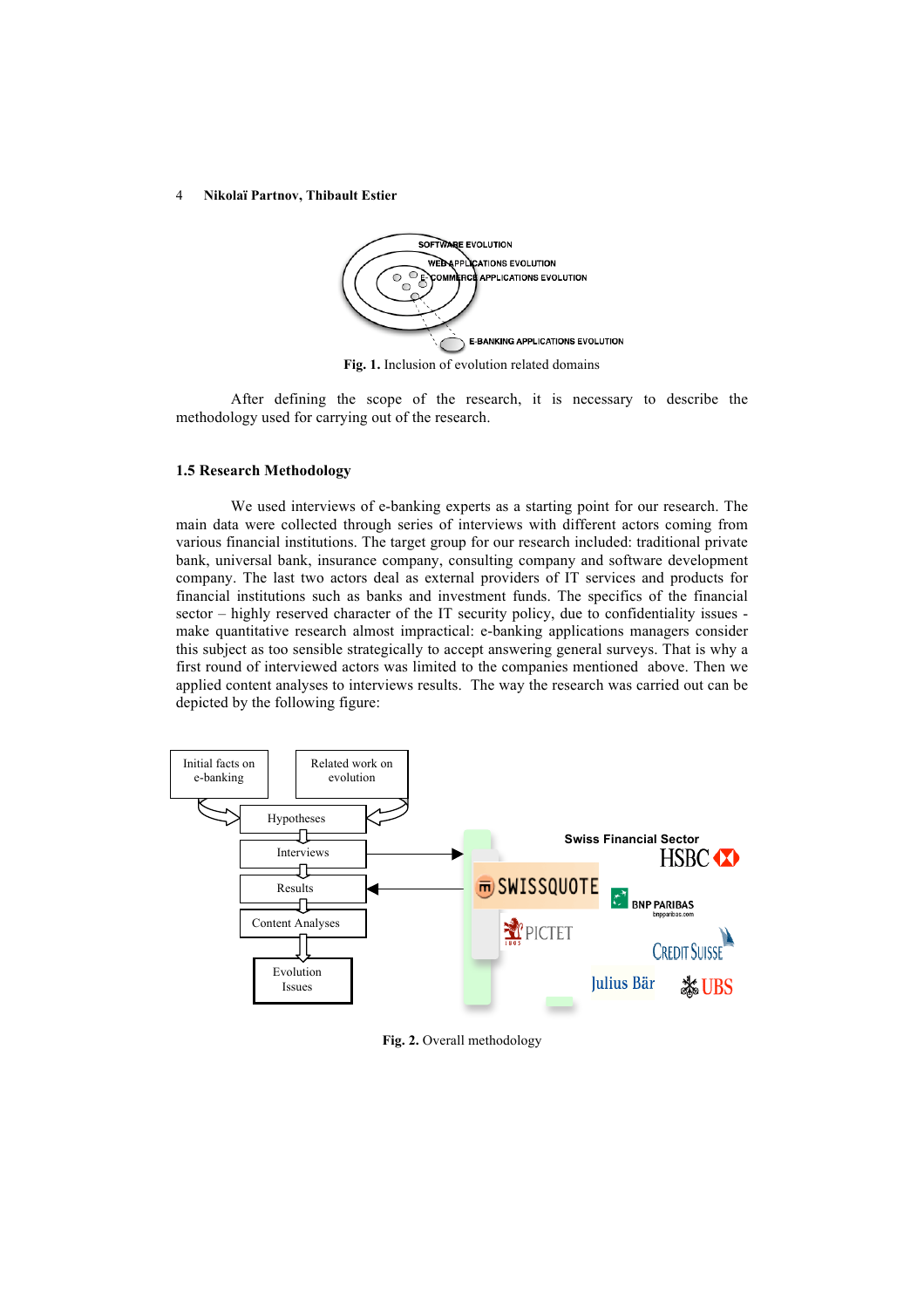Fig. 1. Inclusion of evolution related domains

After defining the scope of the research, it is necessary to describe the methodology used for carrying out of the research.

### 1.5 Research Methodology

We used interviews of e-banking experts as a starting point for our research. The main data were collected through series of interviews with different actors coming from various financial institutions. The target group for our research included: traditional private bank, universal bank, insurance company, consulting company and software development company. The last two actors deal as external providers of IT services and products for financial institutions such as banks and investment funds. The specifics of the financial sector – highly reserved character of the IT security policy, due to confidentiality issues - make quantitative research almost impractical: e-banking applications managers consider this subject as too sensible strategically to accept answering general surveys. That is why a first round of interviewed actors was limited to the companies mentioned above. Then we applied content analyses to interviews results. The way the research was carried out can be depicted by the following figure:

Fig. 2. Overall methodology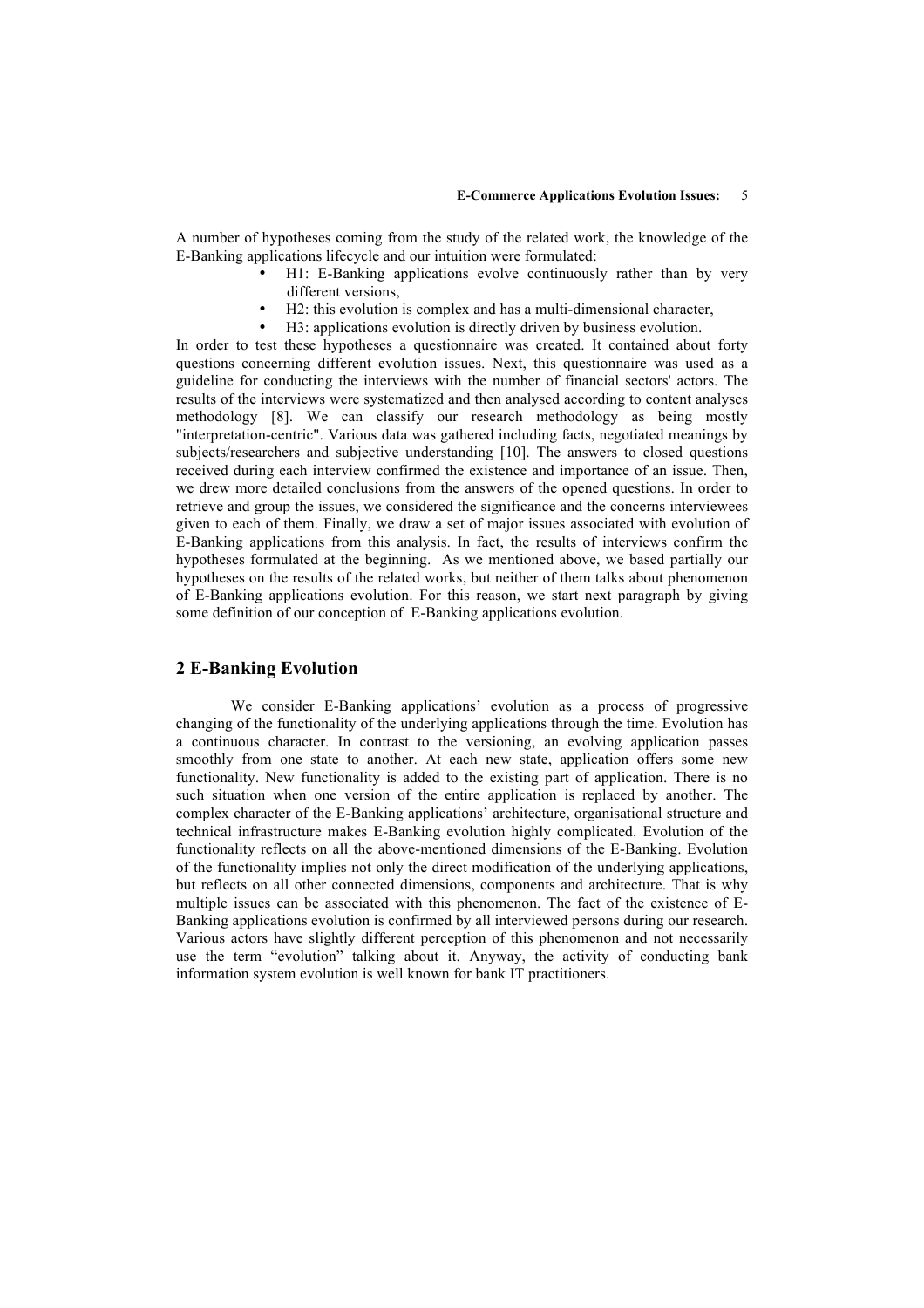A number of hypotheses coming from the study of the related work, the knowledge of the E-Banking applications lifecycle and our intuition were formulated:

- H1: E-Banking applications evolve continuously rather than by very different versions,
- H2: this evolution is complex and has a multi-dimensional character,
- H3: applications evolution is directly driven by business evolution.

In order to test these hypotheses a questionnaire was created. It contained about forty questions concerning different evolution issues. Next, this questionnaire was used as a guideline for conducting the interviews with the number of financial sectors' actors. The results of the interviews were systematized and then analysed according to content analyses methodology [8]. We can classify our research methodology as being mostly "interpretation-centric". Various data was gathered including facts, negotiated meanings by subjects/researchers and subjective understanding [10]. The answers to closed questions received during each interview confirmed the existence and importance of an issue. Then, we drew more detailed conclusions from the answers of the opened questions. In order to retrieve and group the issues, we considered the significance and the concerns interviewees given to each of them. Finally, we draw a set of major issues associated with evolution of E-Banking applications from this analysis. In fact, the results of interviews confirm the hypotheses formulated at the beginning. As we mentioned above, we based partially our hypotheses on the results of the related works, but neither of them talks about phenomenon of E-Banking applications evolution. For this reason, we start next paragraph by giving some definition of our conception of E-Banking applications evolution.

## 2 E-Banking Evolution

We consider E-Banking applications' evolution as a process of progressive changing of the functionality of the underlying applications through the time. Evolution has a continuous character. In contrast to the versioning, an evolving application passes smoothly from one state to another. At each new state, application offers some new functionality. New functionality is added to the existing part of application. There is no such situation when one version of the entire application is replaced by another. The complex character of the E-Banking applications' architecture, organisational structure and technical infrastructure makes E-Banking evolution highly complicated. Evolution of the functionality reflects on all the above-mentioned dimensions of the E-Banking. Evolution of the functionality implies not only the direct modification of the underlying applications, but reflects on all other connected dimensions, components and architecture. That is why multiple issues can be associated with this phenomenon. The fact of the existence of E-Banking applications evolution is confirmed by all interviewed persons during our research. Various actors have slightly different perception of this phenomenon and not necessarily use the term "evolution" talking about it. Anyway, the activity of conducting bank information system evolution is well known for bank IT practitioners.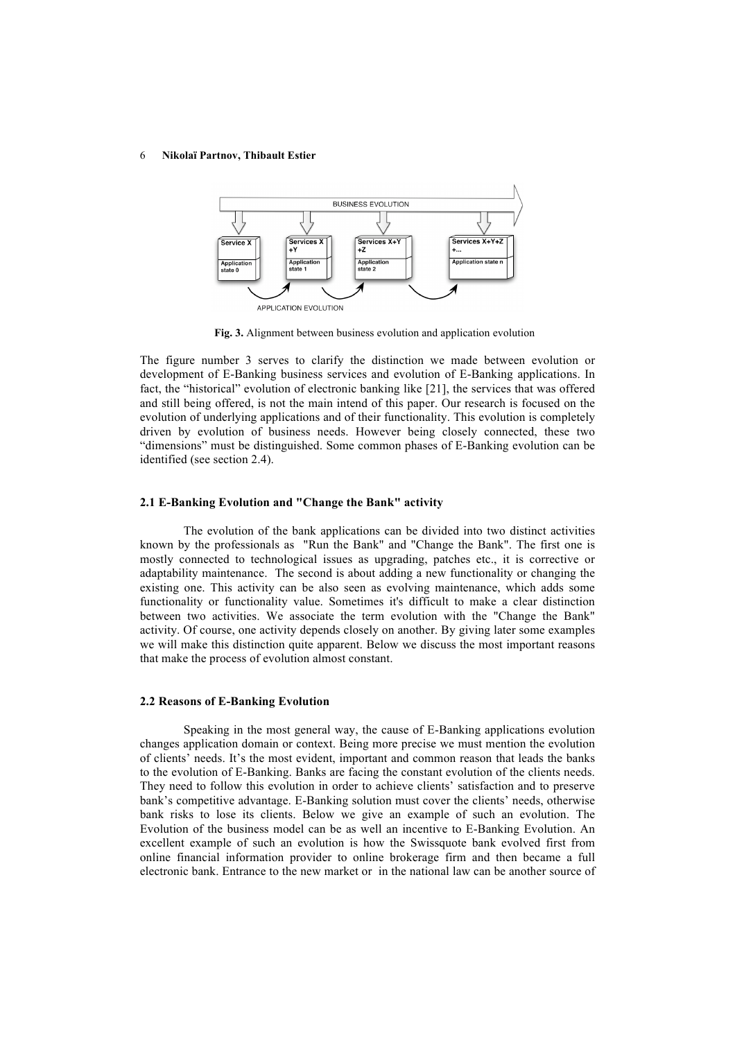**Fig. 3.** Alignment between business evolution and application evolution

The figure number 3 serves to clarify the distinction we made between evolution or development of E-Banking business services and evolution of E-Banking applications. In fact, the "historical" evolution of electronic banking like [21], the services that was offered and still being offered, is not the main intend of this paper. Our research is focused on the evolution of underlying applications and of their functionality. This evolution is completely driven by evolution of business needs. However being closely connected, these two "dimensions" must be distinguished. Some common phases of E-Banking evolution can be identified (see section 2.4).

### 2.1 E-Banking Evolution and "Change the Bank" activity

The evolution of the bank applications can be divided into two distinct activities known by the professionals as "Run the Bank" and "Change the Bank". The first one is mostly connected to technological issues as upgrading, patches etc., it is corrective or adaptability maintenance. The second is about adding a new functionality or changing the existing one. This activity can be also seen as evolving maintenance, which adds some functionality or functionality value. Sometimes it's difficult to make a clear distinction between two activities. We associate the term evolution with the "Change the Bank" activity. Of course, one activity depends closely on another. By giving later some examples we will make this distinction quite apparent. Below we discuss the most important reasons that make the process of evolution almost constant.

### 2.2 Reasons of E-Banking Evolution

Speaking in the most general way, the cause of E-Banking applications evolution changes application domain or context. Being more precise we must mention the evolution of clients' needs. It's the most evident, important and common reason that leads the banks to the evolution of E-Banking. Banks are facing the constant evolution of the clients needs. They need to follow this evolution in order to achieve clients' satisfaction and to preserve bank's competitive advantage. E-Banking solution must cover the clients' needs, otherwise bank risks to lose its clients. Below we give an example of such an evolution. The Evolution of the business model can be as well an incentive to E-Banking Evolution. An excellent example of such an evolution is how the Swissquote bank evolved first from online financial information provider to online brokerage firm and then became a full electronic bank. Entrance to the new market or in the national law can be another source of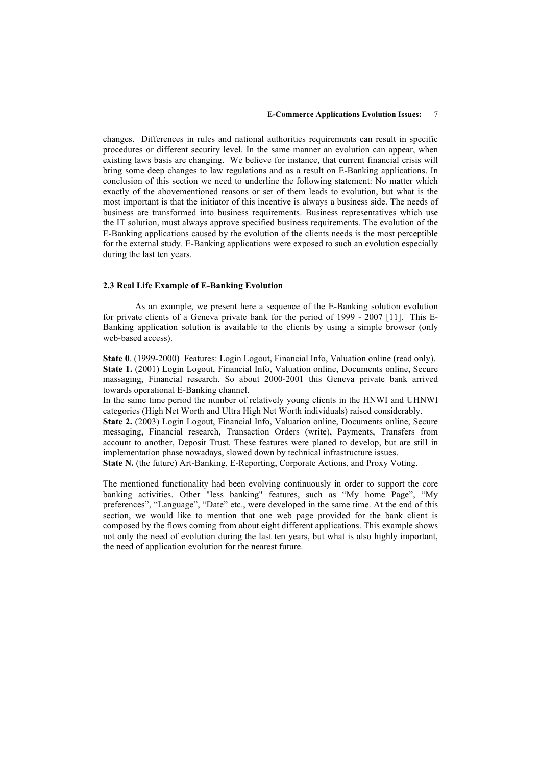changes. Differences in rules and national authorities requirements can result in specific procedures or different security level. In the same manner an evolution can appear, when existing laws basis are changing. We believe for instance, that current financial crisis will bring some deep changes to law regulations and as a result on E-Banking applications. In conclusion of this section we need to underline the following statement: No matter which exactly of the abovementioned reasons or set of them leads to evolution, but what is the most important is that the initiator of this incentive is always a business side. The needs of business are transformed into business requirements. Business representatives which use the IT solution, must always approve specified business requirements. The evolution of the E-Banking applications caused by the evolution of the clients needs is the most perceptible for the external study. E-Banking applications were exposed to such an evolution especially during the last ten years.

### 2.3 Real Life Example of E-Banking Evolution

As an example, we present here a sequence of the E-Banking solution evolution for private clients of a Geneva private bank for the period of 1999 - 2007 [11]. This E-Banking application solution is available to the clients by using a simple browser (only web-based access).

**State 0**. (1999-2000) Features: Login Logout, Financial Info, Valuation online (read only).
**State 1.** (2001) Login Logout, Financial Info, Valuation online, Documents online, Secure massaging, Financial research. So about 2000-2001 this Geneva private bank arrived towards operational E-Banking channel.
In the same time period the number of relatively young clients in the HNWI and UHNWI categories (High Net Worth and Ultra High Net Worth individuals) raised considerably.
**State 2.** (2003) Login Logout, Financial Info, Valuation online, Documents online, Secure messaging, Financial research, Transaction Orders (write), Payments, Transfers from account to another, Deposit Trust. These features were planed to develop, but are still in implementation phase nowadays, slowed down by technical infrastructure issues.
**State N.** (the future) Art-Banking, E-Reporting, Corporate Actions, and Proxy Voting.

The mentioned functionality had been evolving continuously in order to support the core banking activities. Other "less banking" features, such as "My home Page", "My preferences", "Language", "Date" etc., were developed in the same time. At the end of this section, we would like to mention that one web page provided for the bank client is composed by the flows coming from about eight different applications. This example shows not only the need of evolution during the last ten years, but what is also highly important, the need of application evolution for the nearest future.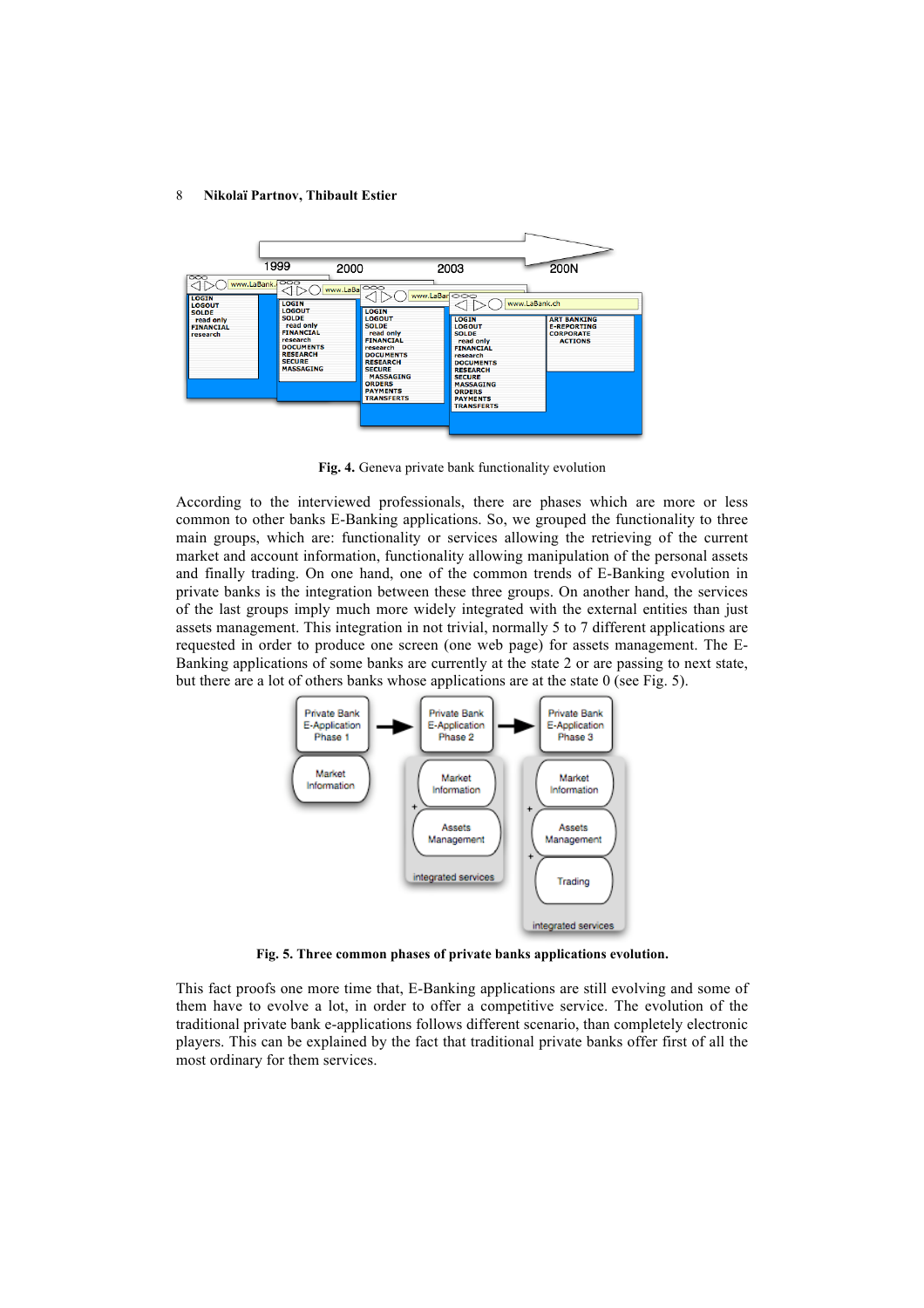Fig. 4. Geneva private bank functionality evolution

According to the interviewed professionals, there are phases which are more or less common to other banks E-Banking applications. So, we grouped the functionality or services allowing the retrieving of the current market and account information, functionality allowing manipulation of the personal assets and finally trading. On one hand, one of the common trends of E-Banking evolution in private banks is the integration between these three groups. On another hand, the services of the last groups imply much more widely integrated with the external entities than just assets management. This integration in not trivial, normally 5 to 7 different applications are requested in order to produce one screen (one web page) for assets management. The E-Banking applications of some banks are currently at the state 2 or are passing to next state, but there are a lot of others banks whose applications are at the state 0 (see Fig. 5).

**Fig. 5. Three common phases of private banks applications evolution.**

This fact proofs one more time that, E-Banking applications are still evolving and some of them have to evolve a lot, in order to offer a competitive service. The evolution of the traditional private bank e-applications follows different scenario, than completely electronic players. This can be explained by the fact that traditional private banks offer first of all the most ordinary for them services.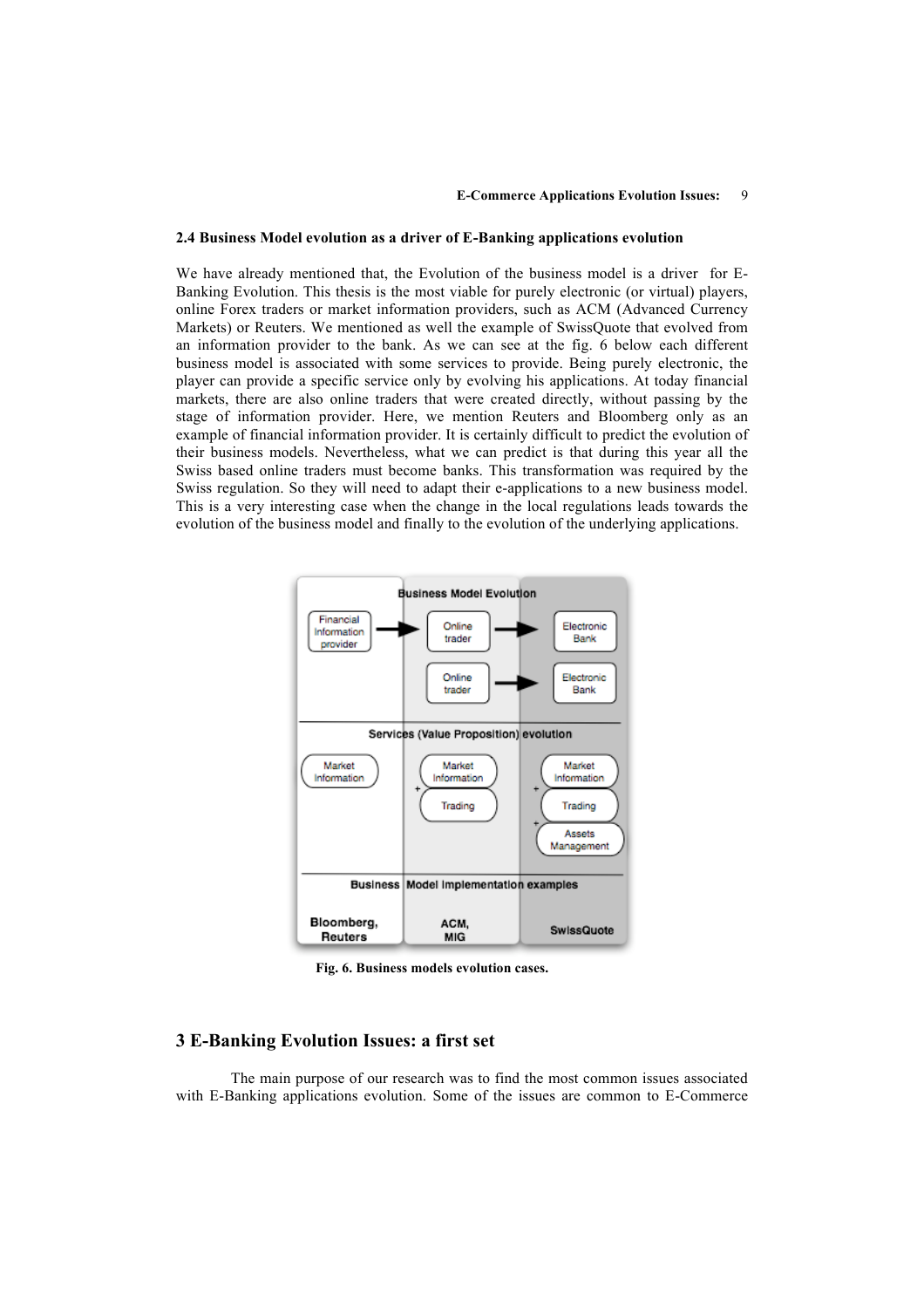### 2.4 Business Model evolution as a driver of E-Banking applications evolution

We have already mentioned that, the Evolution of the business model is a driver for E-Banking Evolution. This thesis is the most viable for purely electronic (or virtual) players, online Forex traders or market information providers, such as ACM (Advanced Currency Markets) or Reuters. We mentioned as well the example of SwissQuote that evolved from an information provider to the bank. As we can see at the fig. 6 below each different business model is associated with some services to provide. Being purely electronic, the player can provide a specific service only by evolving his applications. At today financial markets, there are also online traders that were created directly, without passing by the stage of information provider. Here, we mention Reuters and Bloomberg only as an example of financial information provider. It is certainly difficult to predict the evolution of their business models. Nevertheless, what we can predict is that during this year all the Swiss based online traders must become banks. This transformation was required by the Swiss regulation. So they will need to adapt their e-applications to a new business model. This is a very interesting case when the change in the local regulations leads towards the evolution of the business model and finally to the evolution of the underlying applications.

**Fig. 6. Business models evolution cases.**

## 3 E-Banking Evolution Issues: a first set

The main purpose of our research was to find the most common issues associated with E-Banking applications evolution. Some of the issues are common to E-Commerce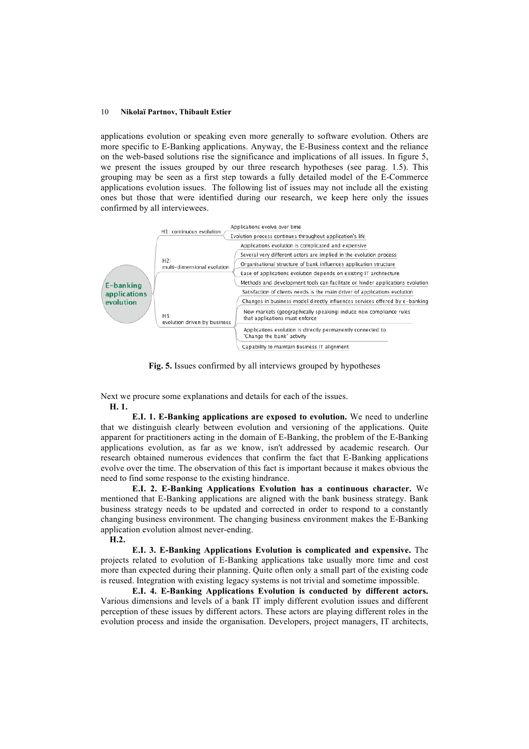applications evolution or speaking even more generally to software evolution. Others are more specific to E-Banking applications. Anyway, the E-Business context and the reliance on the web-based solutions rise the significance and implications of all issues. In figure 5, we present the issues grouped by our three research hypotheses (see parag. 1.5). This grouping may be seen as a first step towards a fully detailed model of the E-Commerce applications evolution issues. The following list of issues may not include all the existing ones but those that were identified during our research, we keep here only the issues confirmed by all interviewees.

- E-banking applications evolution
  - H1: continuous evolution
    - Applications evolve over time
    - Evolution process continues throughout application's life
  - H2: multi-dimensional evolution
    - Applications evolution is complicated and expensive
    - Several very different actors are implied in the evolution process
    - Organisational structure of bank influences application structure
    - Ease of applications evolution depends on existing IT architecture
    - Methods and development tools can facilitate or hinder applications evolution
  - H3: evolution driven by business
    - Satisfaction of clients needs is the main driver of applications evolution
    - Changes in business model directly influences services offered by e-banking
    - New markets (geographically speaking) induce new compliance rules that applications must enforce
    - Applications evolution is directly permanently connected to "Change the bank" activity
    - Capability to maintain Business IT alignment

**Fig. 5.** Issues confirmed by all interviews grouped by hypotheses

Next we procure some explanations and details for each of the issues.

**H. 1.**

**E.I. 1. E-Banking applications are exposed to evolution.** We need to underline that we distinguish clearly between evolution and versioning of the applications. Quite apparent for practitioners acting in the domain of E-Banking, the problem of the E-Banking applications evolution, as far as we know, isn't addressed by academic research. Our research obtained numerous evidences that confirm the fact that E-Banking applications evolve over the time. The observation of this fact is important because it makes obvious the need to find some response to the existing hindrance.

**E.I. 2. E-Banking Applications Evolution has a continuous character.** We mentioned that E-Banking applications are aligned with the bank business strategy. Bank business strategy needs to be updated and corrected in order to respond to a constantly changing business environment. The changing business environment makes the E-Banking application evolution almost never-ending.

**H.2.**

**E.I. 3. E-Banking Applications Evolution is complicated and expensive.** The projects related to evolution of E-Banking applications take usually more time and cost more than expected during their planning. Quite often only a small part of the existing code is reused. Integration with existing legacy systems is not trivial and sometime impossible.

**E.I. 4. E-Banking Applications Evolution is conducted by different actors.** Various dimensions and levels of a bank IT imply different evolution issues and different perception of these issues by different actors. These actors are playing different roles in the evolution process and inside the organisation. Developers, project managers, IT architects,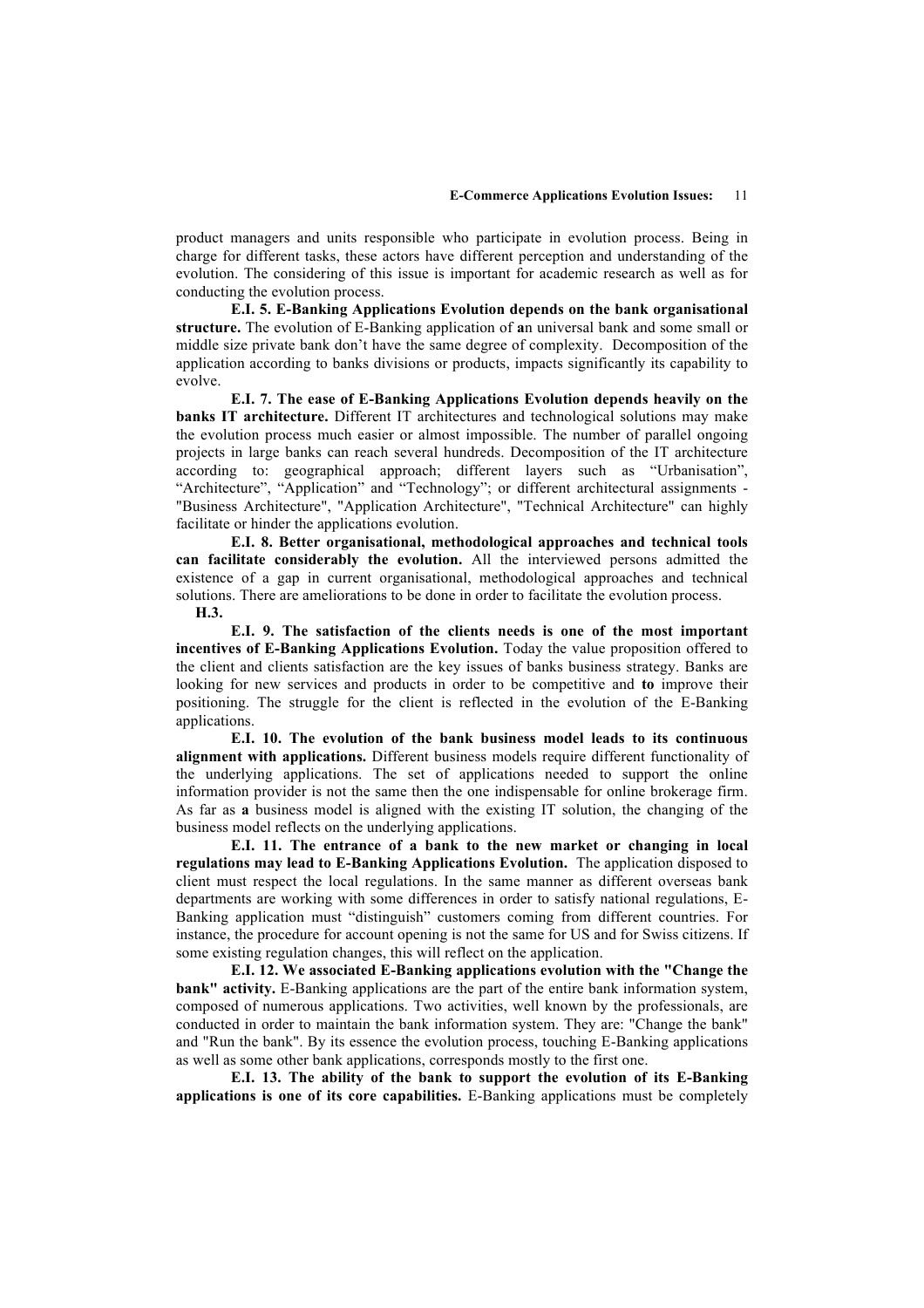product managers and units responsible who participate in evolution process. Being in charge for different tasks, these actors have different perception and understanding of the evolution. The considering of this issue is important for academic research as well as for conducting the evolution process.

**E.I. 5. E-Banking Applications Evolution depends on the bank organisational structure.** The evolution of E-Banking application of **a**n universal bank and some small or middle size private bank don't have the same degree of complexity. Decomposition of the application according to banks divisions or products, impacts significantly its capability to evolve.

**E.I. 7. The ease of E-Banking Applications Evolution depends heavily on the banks IT architecture.** Different IT architectures and technological solutions may make the evolution process much easier or almost impossible. The number of parallel ongoing projects in large banks can reach several hundreds. Decomposition of the IT architecture according to: geographical approach; different layers such as "Urbanisation", "Architecture", "Application" and "Technology"; or different architectural assignments - "Business Architecture", "Application Architecture", "Technical Architecture" can highly facilitate or hinder the applications evolution.

**E.I. 8. Better organisational, methodological approaches and technical tools can facilitate considerably the evolution.** All the interviewed persons admitted the existence of a gap in current organisational, methodological approaches and technical solutions. There are ameliorations to be done in order to facilitate the evolution process.

**H.3.**

**E.I. 9. The satisfaction of the clients needs is one of the most important incentives of E-Banking Applications Evolution.** Today the value proposition offered to the client and clients satisfaction are the key issues of banks business strategy. Banks are looking for new services and products in order to be competitive and **to** improve their positioning. The struggle for the client is reflected in the evolution of the E-Banking applications.

**E.I. 10. The evolution of the bank business model leads to its continuous alignment with applications.** Different business models require different functionality of the underlying applications. The set of applications needed to support the online information provider is not the same then the one indispensable for online brokerage firm. As far as **a** business model is aligned with the existing IT solution, the changing of the business model reflects on the underlying applications.

**E.I. 11. The entrance of a bank to the new market or changing in local regulations may lead to E-Banking Applications Evolution.** The application disposed to client must respect the local regulations. In the same manner as different overseas bank departments are working with some differences in order to satisfy national regulations, E-Banking application must "distinguish" customers coming from different countries. For instance, the procedure for account opening is not the same for US and for Swiss citizens. If some existing regulation changes, this will reflect on the application.

**E.I. 12. We associated E-Banking applications evolution with the "Change the bank" activity.** E-Banking applications are the part of the entire bank information system, composed of numerous applications. Two activities, well known by the professionals, are conducted in order to maintain the bank information system. They are: "Change the bank" and "Run the bank". By its essence the evolution process, touching E-Banking applications as well as some other bank applications, corresponds mostly to the first one.

**E.I. 13. The ability of the bank to support the evolution of its E-Banking applications is one of its core capabilities.** E-Banking applications must be completely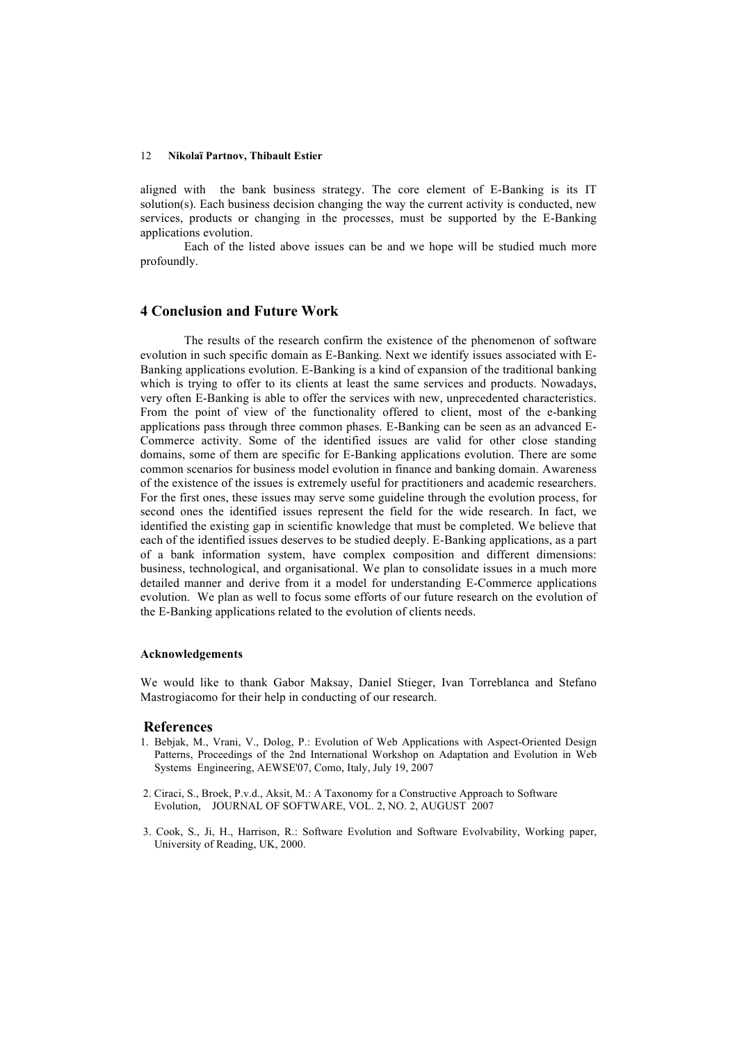aligned with the bank business strategy. The core element of E-Banking is its IT solution(s). Each business decision changing the way the current activity is conducted, new services, products or changing in the processes, must be supported by the E-Banking applications evolution.

Each of the listed above issues can be and we hope will be studied much more profoundly.

## 4 Conclusion and Future Work

The results of the research confirm the existence of the phenomenon of software evolution in such specific domain as E-Banking. Next we identify issues associated with E-Banking applications evolution. E-Banking is a kind of expansion of the traditional banking which is trying to offer to its clients at least the same services and products. Nowadays, very often E-Banking is able to offer the services with new, unprecedented characteristics. From the point of view of the functionality offered to client, most of the e-banking applications pass through three common phases. E-Banking can be seen as an advanced E-Commerce activity. Some of the identified issues are valid for other close standing domains, some of them are specific for E-Banking applications evolution. There are some common scenarios for business model evolution in finance and banking domain. Awareness of the existence of the issues is extremely useful for practitioners and academic researchers. For the first ones, these issues may serve some guideline through the evolution process, for second ones the identified issues represent the field for the wide research. In fact, we identified the existing gap in scientific knowledge that must be completed. We believe that each of the identified issues deserves to be studied deeply. E-Banking applications, as a part of a bank information system, have complex composition and different dimensions: business, technological, and organisational. We plan to consolidate issues in a much more detailed manner and derive from it a model for understanding E-Commerce applications evolution. We plan as well to focus some efforts of our future research on the evolution of the E-Banking applications related to the evolution of clients needs.

#### Acknowledgements

We would like to thank Gabor Maksay, Daniel Stieger, Ivan Torreblanca and Stefano Mastrogiacomo for their help in conducting of our research.

## References

1. Bebjak, M., Vrani, V., Dolog, P.: Evolution of Web Applications with Aspect-Oriented Design Patterns, Proceedings of the 2nd International Workshop on Adaptation and Evolution in Web Systems Engineering, AEWSE'07, Como, Italy, July 19, 2007

2. Ciraci, S., Broek, P.v.d., Aksit, M.: A Taxonomy for a Constructive Approach to Software Evolution, JOURNAL OF SOFTWARE, VOL. 2, NO. 2, AUGUST 2007

3. Cook, S., Ji, H., Harrison, R.: Software Evolution and Software Evolvability, Working paper, University of Reading, UK, 2000.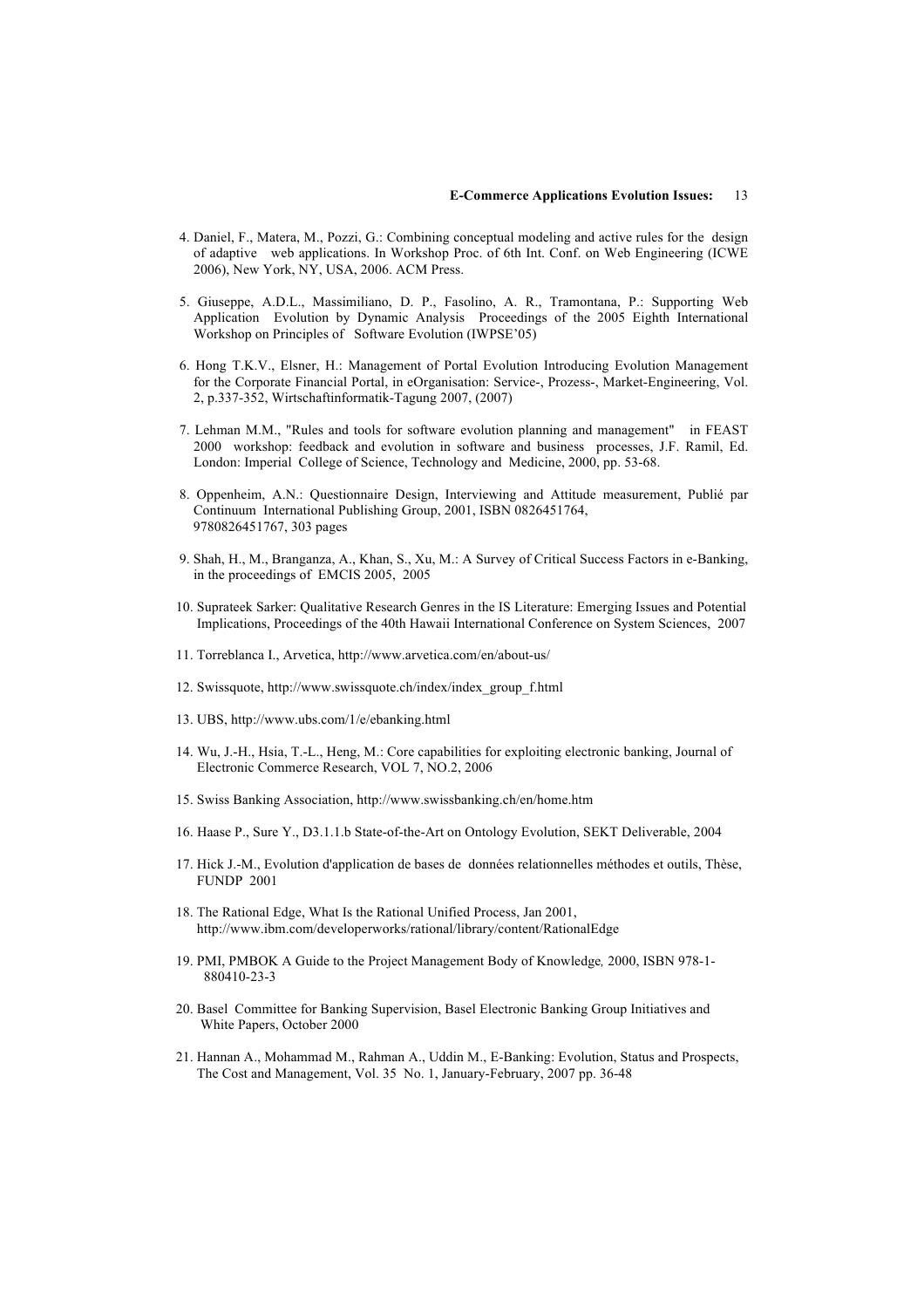4. Daniel, F., Matera, M., Pozzi, G.: Combining conceptual modeling and active rules for the design of adaptive web applications. In Workshop Proc. of 6th Int. Conf. on Web Engineering (ICWE 2006), New York, NY, USA, 2006. ACM Press.

5. Giuseppe, A.D.L., Massimiliano, D. P., Fasolino, A. R., Tramontana, P.: Supporting Web Application Evolution by Dynamic Analysis Proceedings of the 2005 Eighth International Workshop on Principles of Software Evolution (IWPSE'05)

6. Hong T.K.V., Elsner, H.: Management of Portal Evolution Introducing Evolution Management for the Corporate Financial Portal, in eOrganisation: Service-, Prozess-, Market-Engineering, Vol. 2, p.337-352, Wirtschaftinformatik-Tagung 2007, (2007)

7. Lehman M.M., "Rules and tools for software evolution planning and management" in FEAST 2000 workshop: feedback and evolution in software and business processes, J.F. Ramil, Ed. London: Imperial College of Science, Technology and Medicine, 2000, pp. 53-68.

8. Oppenheim, A.N.: Questionnaire Design, Interviewing and Attitude measurement, Publié par Continuum International Publishing Group, 2001, ISBN 0826451764, 9780826451767, 303 pages

9. Shah, H., M., Branganza, A., Khan, S., Xu, M.: A Survey of Critical Success Factors in e-Banking, in the proceedings of EMCIS 2005, 2005

10. Suprateek Sarker: Qualitative Research Genres in the IS Literature: Emerging Issues and Potential Implications, Proceedings of the 40th Hawaii International Conference on System Sciences, 2007

11. Torreblanca I., Arvetica, http://www.arvetica.com/en/about-us/

12. Swissquote, http://www.swissquote.ch/index/index_group_f.html

13. UBS, http://www.ubs.com/1/e/ebanking.html

14. Wu, J.-H., Hsia, T.-L., Heng, M.: Core capabilities for exploiting electronic banking, Journal of Electronic Commerce Research, VOL 7, NO.2, 2006

15. Swiss Banking Association, http://www.swissbanking.ch/en/home.htm

16. Haase P., Sure Y., D3.1.1.b State-of-the-Art on Ontology Evolution, SEKT Deliverable, 2004

17. Hick J.-M., Evolution d'application de bases de données relationnelles méthodes et outils, Thèse, FUNDP 2001

18. The Rational Edge, What Is the Rational Unified Process, Jan 2001, http://www.ibm.com/developerworks/rational/library/content/RationalEdge

19. PMI, PMBOK A Guide to the Project Management Body of Knowledge*,* 2000, ISBN 978-1-880410-23-3

20. Basel Committee for Banking Supervision, Basel Electronic Banking Group Initiatives and White Papers, October 2000

21. Hannan A., Mohammad M., Rahman A., Uddin M., E-Banking: Evolution, Status and Prospects, The Cost and Management, Vol. 35 No. 1, January-February, 2007 pp. 36-48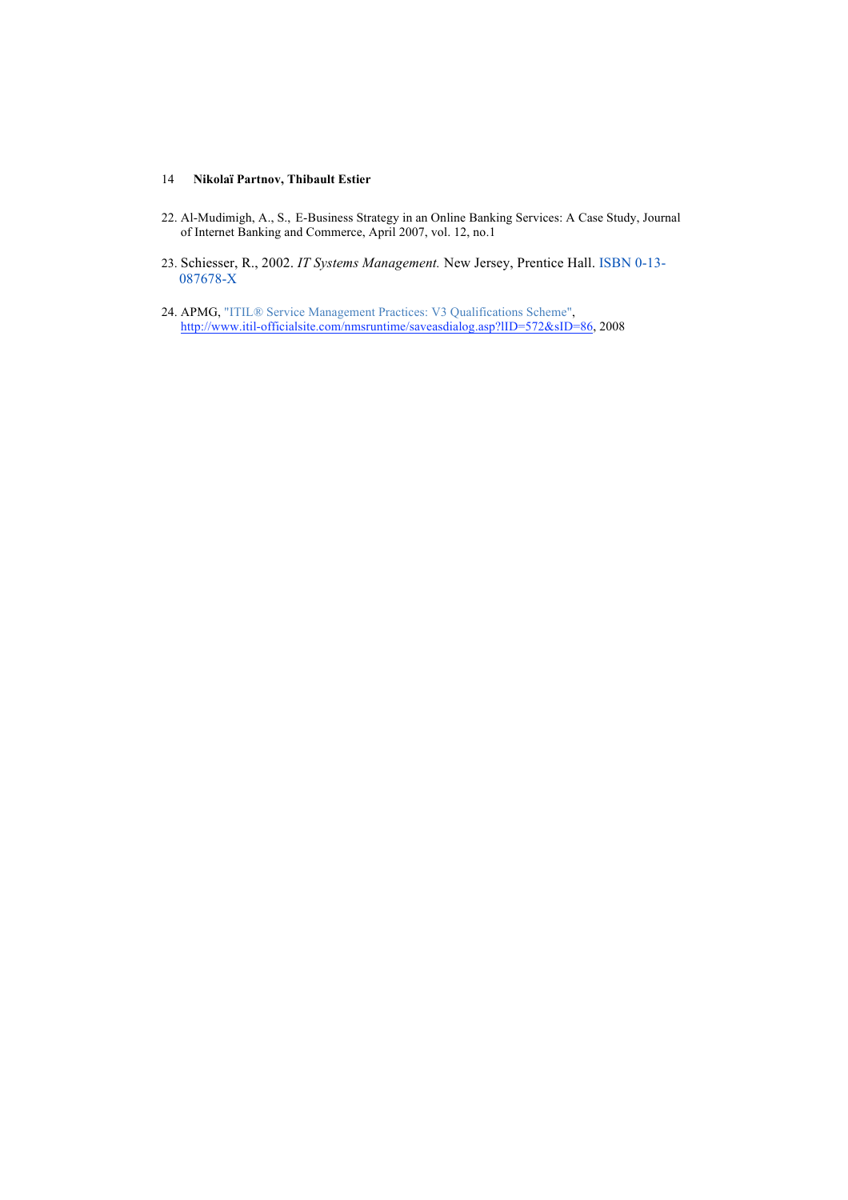22. Al-Mudimigh, A., S., E-Business Strategy in an Online Banking Services: A Case Study, Journal of Internet Banking and Commerce, April 2007, vol. 12, no.1

23. Schiesser, R., 2002. *IT Systems Management.* New Jersey, Prentice Hall. ISBN 0-13-087678-X

24. APMG, "ITIL® Service Management Practices: V3 Qualifications Scheme", http://www.itil-officialsite.com/nmsruntime/saveasdialog.asp?lID=572&sID=86, 2008